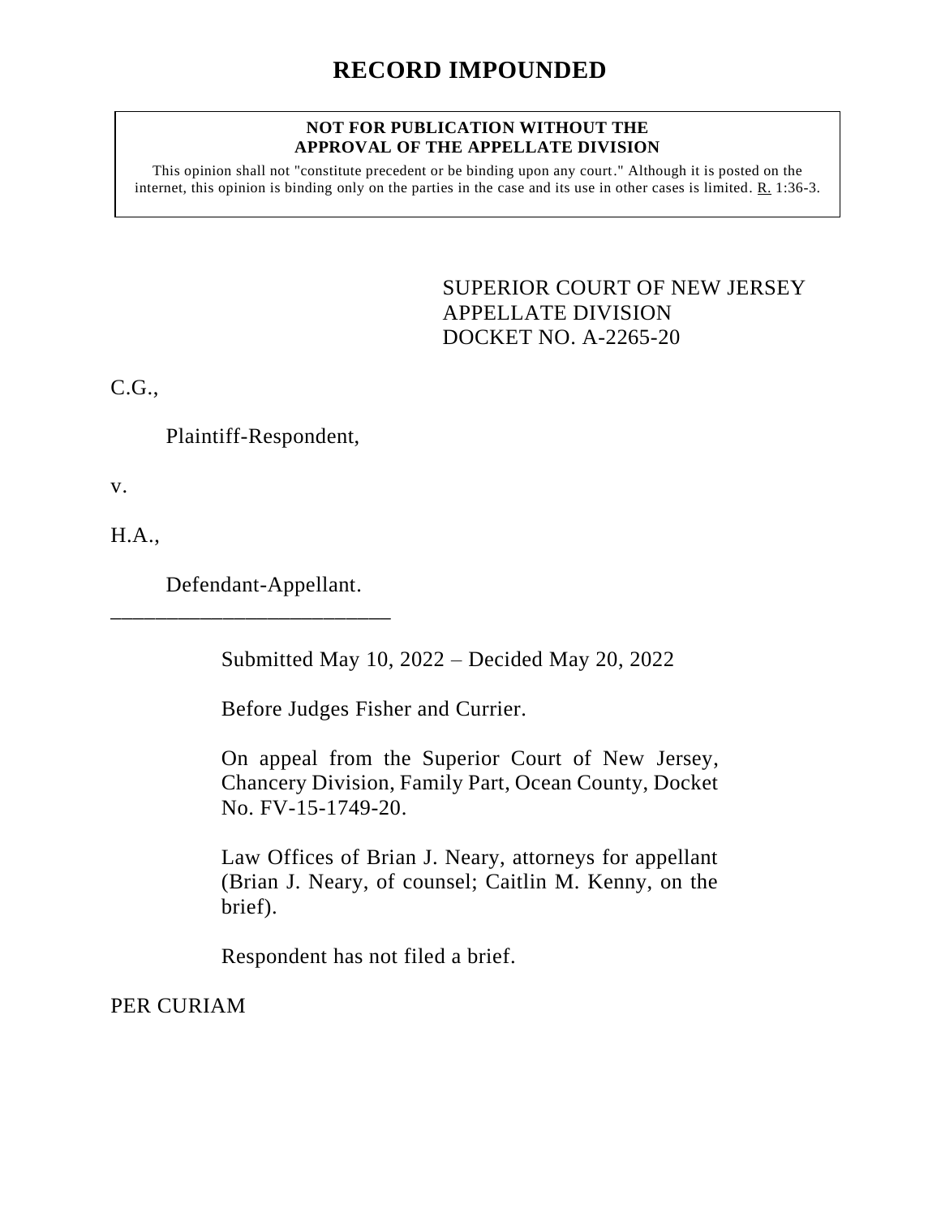# RECORD IMPOUNDED

**NOT FOR PUBLICATION WITHOUT THE APPROVAL OF THE APPELLATE DIVISION**

This opinion shall not "constitute precedent or be binding upon any court." Although it is posted on the internet, this opinion is binding only on the parties in the case and its use in other cases is limited. R. 1:36-3.

SUPERIOR COURT OF NEW JERSEY
APPELLATE DIVISION
DOCKET NO. A-2265-20

C.G.,

Plaintiff-Respondent,

v.

H.A.,

Defendant-Appellant.

\_\_\_\_\_\_\_\_\_\_\_\_\_\_\_\_\_\_\_\_\_\_\_\_\_\_

Submitted May 10, 2022 – Decided May 20, 2022

Before Judges Fisher and Currier.

On appeal from the Superior Court of New Jersey, Chancery Division, Family Part, Ocean County, Docket No. FV-15-1749-20.

Law Offices of Brian J. Neary, attorneys for appellant (Brian J. Neary, of counsel; Caitlin M. Kenny, on the brief).

Respondent has not filed a brief.

PER CURIAM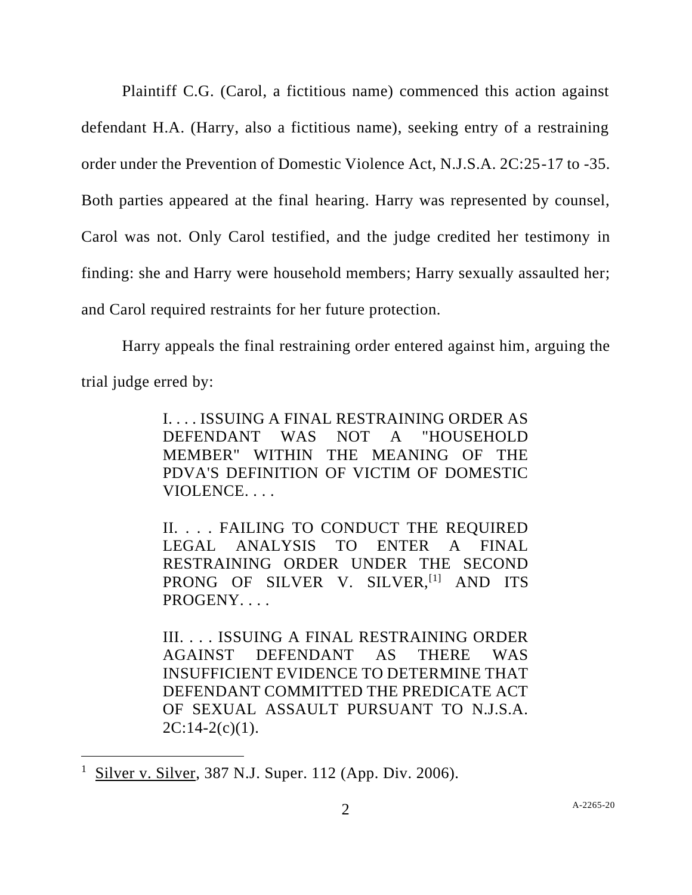Plaintiff C.G. (Carol, a fictitious name) commenced this action against defendant H.A. (Harry, also a fictitious name), seeking entry of a restraining order under the Prevention of Domestic Violence Act, N.J.S.A. 2C:25-17 to -35. Both parties appeared at the final hearing. Harry was represented by counsel, Carol was not. Only Carol testified, and the judge credited her testimony in finding: she and Harry were household members; Harry sexually assaulted her; and Carol required restraints for her future protection.

Harry appeals the final restraining order entered against him, arguing the trial judge erred by:

> I. . . . ISSUING A FINAL RESTRAINING ORDER AS DEFENDANT WAS NOT A "HOUSEHOLD MEMBER" WITHIN THE MEANING OF THE PDVA'S DEFINITION OF VICTIM OF DOMESTIC VIOLENCE. . . .
>
> II. . . . FAILING TO CONDUCT THE REQUIRED LEGAL ANALYSIS TO ENTER A FINAL RESTRAINING ORDER UNDER THE SECOND PRONG OF SILVER V. SILVER,[1] AND ITS PROGENY. . . .
>
> III. . . . ISSUING A FINAL RESTRAINING ORDER AGAINST DEFENDANT AS THERE WAS INSUFFICIENT EVIDENCE TO DETERMINE THAT DEFENDANT COMMITTED THE PREDICATE ACT OF SEXUAL ASSAULT PURSUANT TO N.J.S.A. 2C:14-2(c)(1).

---

[1] Silver v. Silver, 387 N.J. Super. 112 (App. Div. 2006).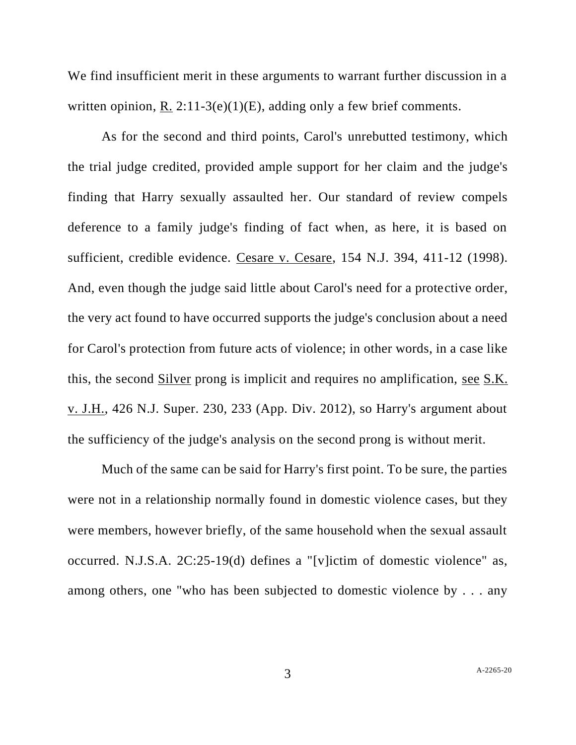We find insufficient merit in these arguments to warrant further discussion in a written opinion, R. 2:11-3(e)(1)(E), adding only a few brief comments.

As for the second and third points, Carol's unrebutted testimony, which the trial judge credited, provided ample support for her claim and the judge's finding that Harry sexually assaulted her. Our standard of review compels deference to a family judge's finding of fact when, as here, it is based on sufficient, credible evidence. Cesare v. Cesare, 154 N.J. 394, 411-12 (1998). And, even though the judge said little about Carol's need for a protective order, the very act found to have occurred supports the judge's conclusion about a need for Carol's protection from future acts of violence; in other words, in a case like this, the second Silver prong is implicit and requires no amplification, see S.K. v. J.H., 426 N.J. Super. 230, 233 (App. Div. 2012), so Harry's argument about the sufficiency of the judge's analysis on the second prong is without merit.

Much of the same can be said for Harry's first point. To be sure, the parties were not in a relationship normally found in domestic violence cases, but they were members, however briefly, of the same household when the sexual assault occurred. N.J.S.A. 2C:25-19(d) defines a "[v]ictim of domestic violence" as, among others, one "who has been subjected to domestic violence by . . . any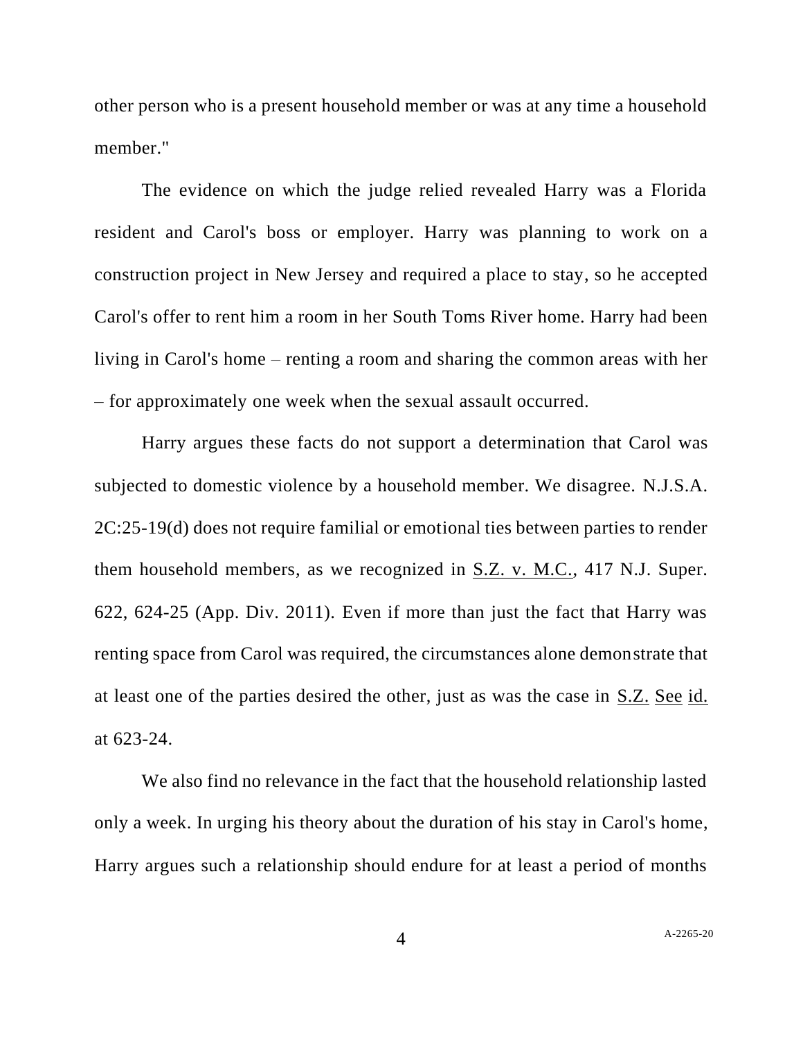other person who is a present household member or was at any time a household member."

The evidence on which the judge relied revealed Harry was a Florida resident and Carol's boss or employer. Harry was planning to work on a construction project in New Jersey and required a place to stay, so he accepted Carol's offer to rent him a room in her South Toms River home. Harry had been living in Carol's home – renting a room and sharing the common areas with her – for approximately one week when the sexual assault occurred.

Harry argues these facts do not support a determination that Carol was subjected to domestic violence by a household member. We disagree. N.J.S.A. 2C:25-19(d) does not require familial or emotional ties between parties to render them household members, as we recognized in S.Z. v. M.C., 417 N.J. Super. 622, 624-25 (App. Div. 2011). Even if more than just the fact that Harry was renting space from Carol was required, the circumstances alone demonstrate that at least one of the parties desired the other, just as was the case in S.Z. See id. at 623-24.

We also find no relevance in the fact that the household relationship lasted only a week. In urging his theory about the duration of his stay in Carol's home, Harry argues such a relationship should endure for at least a period of months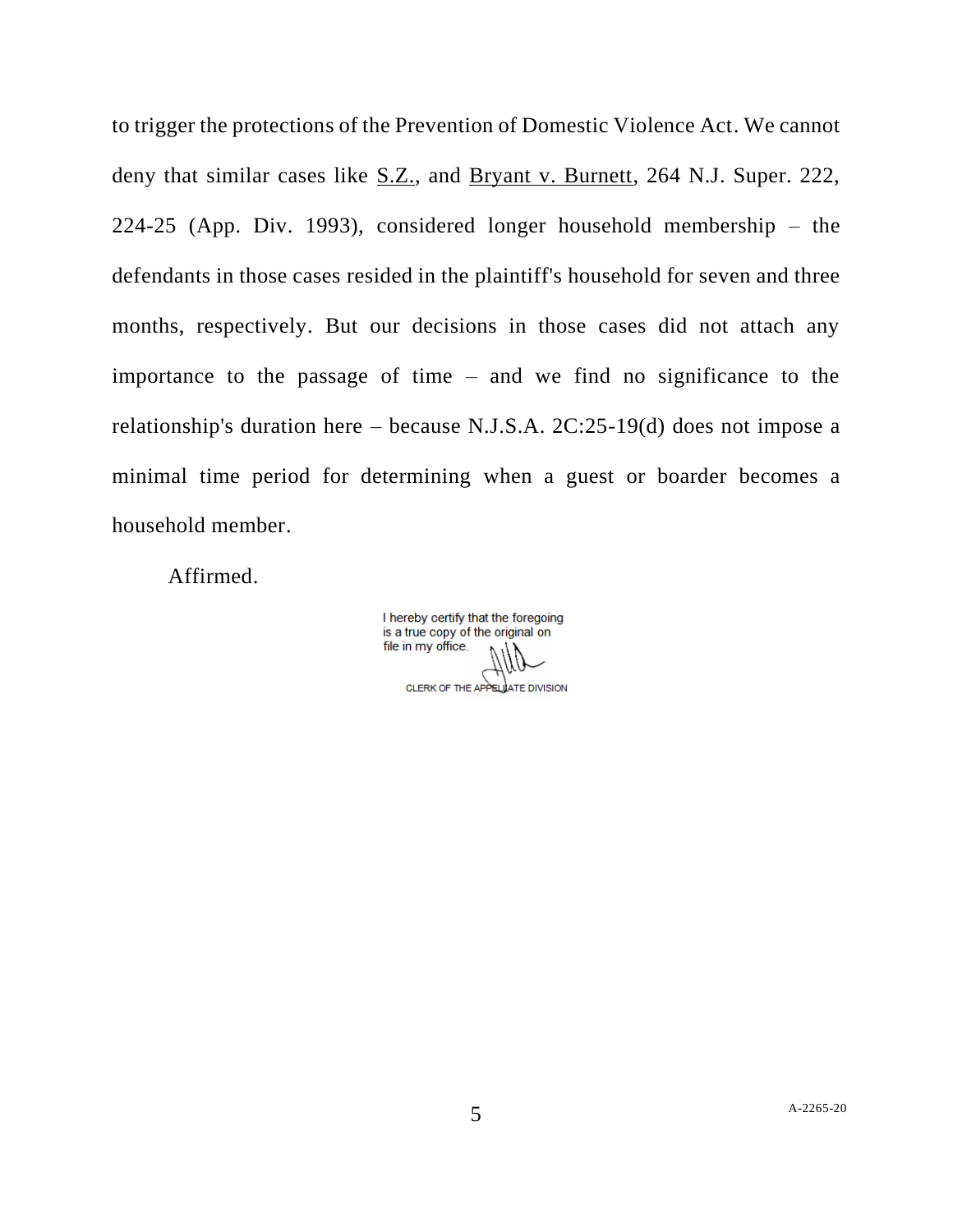to trigger the protections of the Prevention of Domestic Violence Act. We cannot deny that similar cases like S.Z., and Bryant v. Burnett, 264 N.J. Super. 222, 224-25 (App. Div. 1993), considered longer household membership – the defendants in those cases resided in the plaintiff's household for seven and three months, respectively. But our decisions in those cases did not attach any importance to the passage of time – and we find no significance to the relationship's duration here – because N.J.S.A. 2C:25-19(d) does not impose a minimal time period for determining when a guest or boarder becomes a household member.

Affirmed.

I hereby certify that the foregoing is a true copy of the original on file in my office.

CLERK OF THE APPELLATE DIVISION